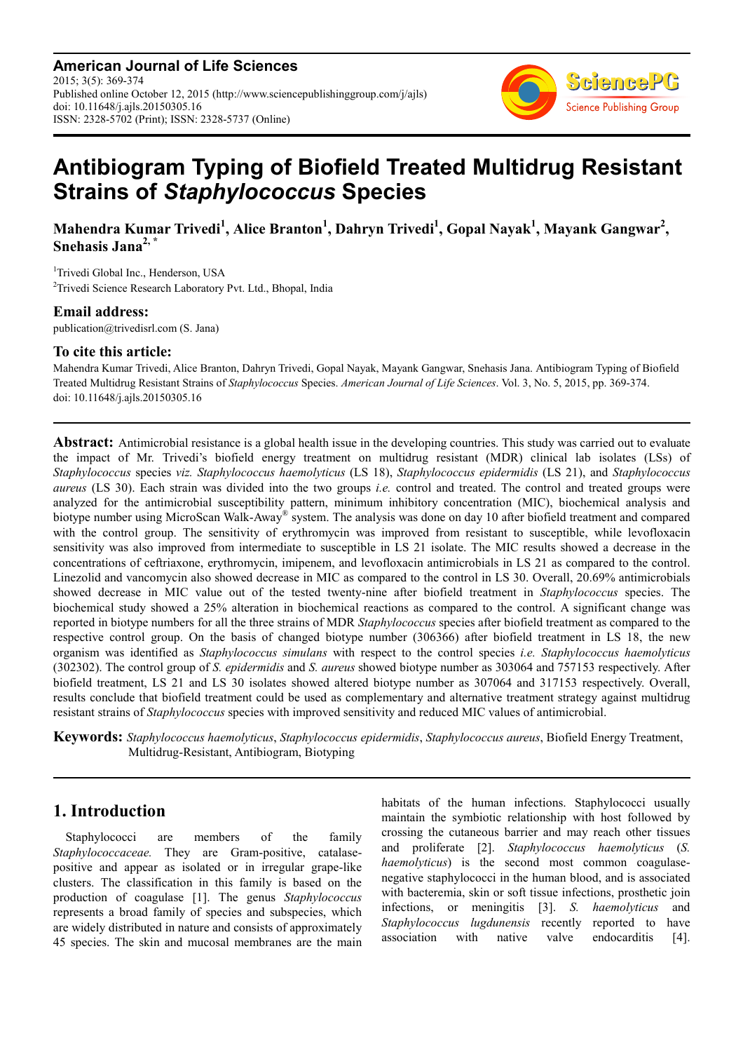**American Journal of Life Sciences**
2015; 3(5): 369-374
Published online October 12, 2015 (http://www.sciencepublishinggroup.com/j/ajls)
doi: 10.11648/j.ajls.20150305.16
ISSN: 2328-5702 (Print); ISSN: 2328-5737 (Online)

# Antibiogram Typing of Biofield Treated Multidrug Resistant Strains of *Staphylococcus* Species

**Mahendra Kumar Trivedi[1], Alice Branton[1], Dahryn Trivedi[1], Gopal Nayak[1], Mayank Gangwar[2], Snehasis Jana[2, *]**

[1]Trivedi Global Inc., Henderson, USA
[2]Trivedi Science Research Laboratory Pvt. Ltd., Bhopal, India

### Email address:

publication@trivedisrl.com (S. Jana)

### To cite this article:

Mahendra Kumar Trivedi, Alice Branton, Dahryn Trivedi, Gopal Nayak, Mayank Gangwar, Snehasis Jana. Antibiogram Typing of Biofield Treated Multidrug Resistant Strains of *Staphylococcus* Species. *American Journal of Life Sciences*. Vol. 3, No. 5, 2015, pp. 369-374. doi: 10.11648/j.ajls.20150305.16

---

**Abstract:** Antimicrobial resistance is a global health issue in the developing countries. This study was carried out to evaluate the impact of Mr. Trivedi's biofield energy treatment on multidrug resistant (MDR) clinical lab isolates (LSs) of *Staphylococcus* species *viz. Staphylococcus haemolyticus* (LS 18), *Staphylococcus epidermidis* (LS 21), and *Staphylococcus aureus* (LS 30). Each strain was divided into the two groups *i.e.* control and treated. The control and treated groups were analyzed for the antimicrobial susceptibility pattern, minimum inhibitory concentration (MIC), biochemical analysis and biotype number using MicroScan Walk-Away® system. The analysis was done on day 10 after biofield treatment and compared with the control group. The sensitivity of erythromycin was improved from resistant to susceptible, while levofloxacin sensitivity was also improved from intermediate to susceptible in LS 21 isolate. The MIC results showed a decrease in the concentrations of ceftriaxone, erythromycin, imipenem, and levofloxacin antimicrobials in LS 21 as compared to the control. Linezolid and vancomycin also showed decrease in MIC as compared to the control in LS 30. Overall, 20.69% antimicrobials showed decrease in MIC value out of the tested twenty-nine after biofield treatment in *Staphylococcus* species. The biochemical study showed a 25% alteration in biochemical reactions as compared to the control. A significant change was reported in biotype numbers for all the three strains of MDR *Staphylococcus* species after biofield treatment as compared to the respective control group. On the basis of changed biotype number (306366) after biofield treatment in LS 18, the new organism was identified as *Staphylococcus simulans* with respect to the control species *i.e. Staphylococcus haemolyticus* (302302). The control group of *S. epidermidis* and *S. aureus* showed biotype number as 303064 and 757153 respectively. After biofield treatment, LS 21 and LS 30 isolates showed altered biotype number as 307064 and 317153 respectively. Overall, results conclude that biofield treatment could be used as complementary and alternative treatment strategy against multidrug resistant strains of *Staphylococcus* species with improved sensitivity and reduced MIC values of antimicrobial.

**Keywords:** *Staphylococcus haemolyticus*, *Staphylococcus epidermidis*, *Staphylococcus aureus*, Biofield Energy Treatment, Multidrug-Resistant, Antibiogram, Biotyping

---

## 1. Introduction

Staphylococci are members of the family *Staphylococcaceae.* They are Gram-positive, catalase-positive and appear as isolated or in irregular grape-like clusters. The classification in this family is based on the production of coagulase [1]. The genus *Staphylococcus* represents a broad family of species and subspecies, which are widely distributed in nature and consists of approximately 45 species. The skin and mucosal membranes are the main habitats of the human infections. Staphylococci usually maintain the symbiotic relationship with host followed by crossing the cutaneous barrier and may reach other tissues and proliferate [2]. *Staphylococcus haemolyticus* (*S. haemolyticus*) is the second most common coagulase-negative staphylococci in the human blood, and is associated with bacteremia, skin or soft tissue infections, prosthetic join infections, or meningitis [3]. *S. haemolyticus* and *Staphylococcus lugdunensis* recently reported to have association with native valve endocarditis [4].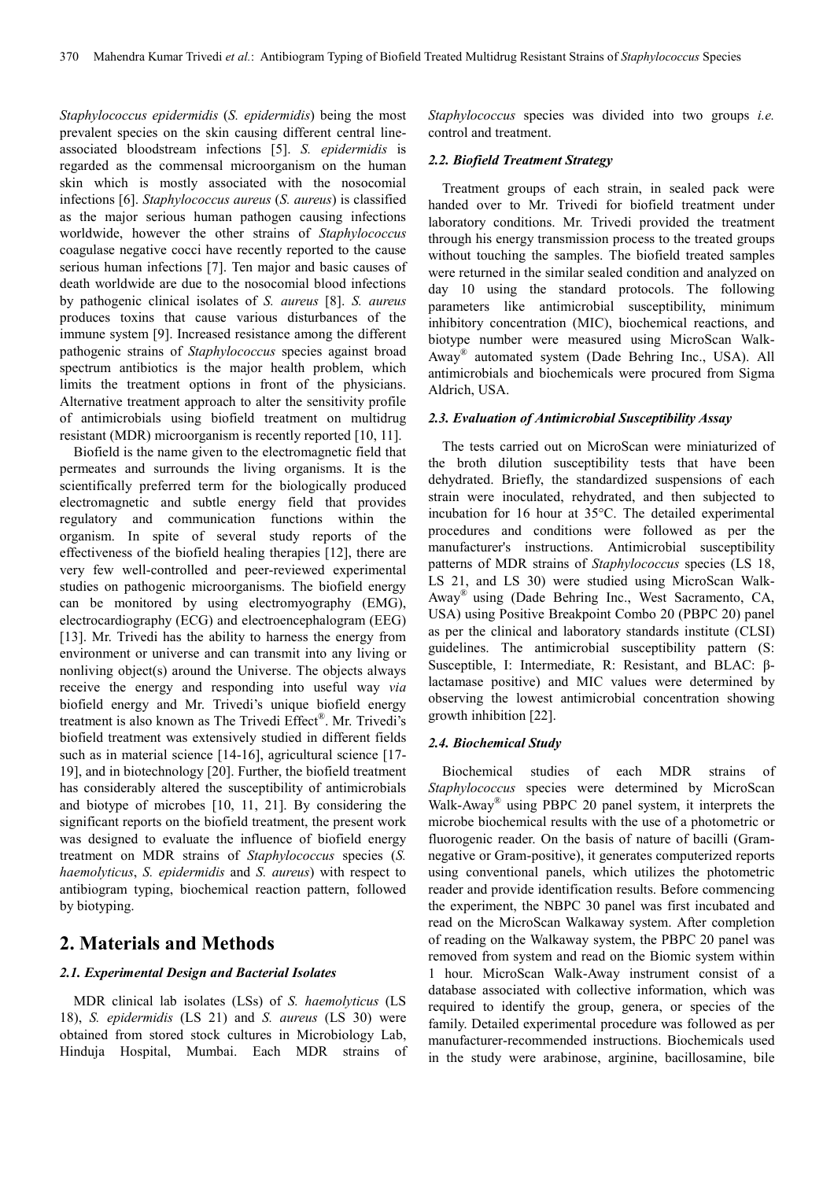*Staphylococcus epidermidis* (*S. epidermidis*) being the most prevalent species on the skin causing different central line-associated bloodstream infections [5]. *S. epidermidis* is regarded as the commensal microorganism on the human skin which is mostly associated with the nosocomial infections [6]. *Staphylococcus aureus* (*S. aureus*) is classified as the major serious human pathogen causing infections worldwide, however the other strains of *Staphylococcus* coagulase negative cocci have recently reported to the cause serious human infections [7]. Ten major and basic causes of death worldwide are due to the nosocomial blood infections by pathogenic clinical isolates of *S. aureus* [8]. *S. aureus* produces toxins that cause various disturbances of the immune system [9]. Increased resistance among the different pathogenic strains of *Staphylococcus* species against broad spectrum antibiotics is the major health problem, which limits the treatment options in front of the physicians. Alternative treatment approach to alter the sensitivity profile of antimicrobials using biofield treatment on multidrug resistant (MDR) microorganism is recently reported [10, 11].

Biofield is the name given to the electromagnetic field that permeates and surrounds the living organisms. It is the scientifically preferred term for the biologically produced electromagnetic and subtle energy field that provides regulatory and communication functions within the organism. In spite of several study reports of the effectiveness of the biofield healing therapies [12], there are very few well-controlled and peer-reviewed experimental studies on pathogenic microorganisms. The biofield energy can be monitored by using electromyography (EMG), electrocardiography (ECG) and electroencephalogram (EEG) [13]. Mr. Trivedi has the ability to harness the energy from environment or universe and can transmit into any living or nonliving object(s) around the Universe. The objects always receive the energy and responding into useful way *via* biofield energy and Mr. Trivedi's unique biofield energy treatment is also known as The Trivedi Effect®. Mr. Trivedi's biofield treatment was extensively studied in different fields such as in material science [14-16], agricultural science [17-19], and in biotechnology [20]. Further, the biofield treatment has considerably altered the susceptibility of antimicrobials and biotype of microbes [10, 11, 21]. By considering the significant reports on the biofield treatment, the present work was designed to evaluate the influence of biofield energy treatment on MDR strains of *Staphylococcus* species (*S. haemolyticus*, *S. epidermidis* and *S. aureus*) with respect to antibiogram typing, biochemical reaction pattern, followed by biotyping.

## 2. Materials and Methods

### 2.1. Experimental Design and Bacterial Isolates

MDR clinical lab isolates (LSs) of *S. haemolyticus* (LS 18), *S. epidermidis* (LS 21) and *S. aureus* (LS 30) were obtained from stored stock cultures in Microbiology Lab, Hinduja Hospital, Mumbai. Each MDR strains of *Staphylococcus* species was divided into two groups *i.e.* control and treatment.

### 2.2. Biofield Treatment Strategy

Treatment groups of each strain, in sealed pack were handed over to Mr. Trivedi for biofield treatment under laboratory conditions. Mr. Trivedi provided the treatment through his energy transmission process to the treated groups without touching the samples. The biofield treated samples were returned in the similar sealed condition and analyzed on day 10 using the standard protocols. The following parameters like antimicrobial susceptibility, minimum inhibitory concentration (MIC), biochemical reactions, and biotype number were measured using MicroScan Walk-Away® automated system (Dade Behring Inc., USA). All antimicrobials and biochemicals were procured from Sigma Aldrich, USA.

### 2.3. Evaluation of Antimicrobial Susceptibility Assay

The tests carried out on MicroScan were miniaturized of the broth dilution susceptibility tests that have been dehydrated. Briefly, the standardized suspensions of each strain were inoculated, rehydrated, and then subjected to incubation for 16 hour at 35°C. The detailed experimental procedures and conditions were followed as per the manufacturer's instructions. Antimicrobial susceptibility patterns of MDR strains of *Staphylococcus* species (LS 18, LS 21, and LS 30) were studied using MicroScan Walk-Away® using (Dade Behring Inc., West Sacramento, CA, USA) using Positive Breakpoint Combo 20 (PBPC 20) panel as per the clinical and laboratory standards institute (CLSI) guidelines. The antimicrobial susceptibility pattern (S: Susceptible, I: Intermediate, R: Resistant, and BLAC: β-lactamase positive) and MIC values were determined by observing the lowest antimicrobial concentration showing growth inhibition [22].

### 2.4. Biochemical Study

Biochemical studies of each MDR strains of *Staphylococcus* species were determined by MicroScan Walk-Away® using PBPC 20 panel system, it interprets the microbe biochemical results with the use of a photometric or fluorogenic reader. On the basis of nature of bacilli (Gram-negative or Gram-positive), it generates computerized reports using conventional panels, which utilizes the photometric reader and provide identification results. Before commencing the experiment, the NBPC 30 panel was first incubated and read on the MicroScan Walkaway system. After completion of reading on the Walkaway system, the PBPC 20 panel was removed from system and read on the Biomic system within 1 hour. MicroScan Walk-Away instrument consist of a database associated with collective information, which was required to identify the group, genera, or species of the family. Detailed experimental procedure was followed as per manufacturer-recommended instructions. Biochemicals used in the study were arabinose, arginine, bacillosamine, bile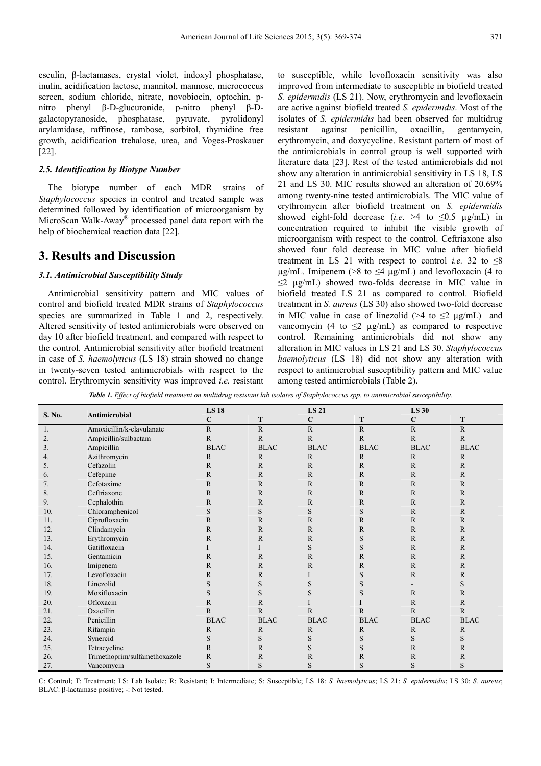esculin, β-lactamases, crystal violet, indoxyl phosphatase, inulin, acidification lactose, mannitol, mannose, micrococcus screen, sodium chloride, nitrate, novobiocin, optochin, p-nitro phenyl β-D-glucuronide, p-nitro phenyl β-D-galactopyranoside, phosphatase, pyruvate, pyrolidonyl arylamidase, raffinose, rambose, sorbitol, thymidine free growth, acidification trehalose, urea, and Voges-Proskauer [22].

### 2.5. Identification by Biotype Number

The biotype number of each MDR strains of *Staphylococcus* species in control and treated sample was determined followed by identification of microorganism by MicroScan Walk-Away® processed panel data report with the help of biochemical reaction data [22].

## 3. Results and Discussion

### 3.1. Antimicrobial Susceptibility Study

Antimicrobial sensitivity pattern and MIC values of control and biofield treated MDR strains of *Staphylococcus* species are summarized in Table 1 and 2, respectively. Altered sensitivity of tested antimicrobials were observed on day 10 after biofield treatment, and compared with respect to the control. Antimicrobial sensitivity after biofield treatment in case of *S. haemolyticus* (LS 18) strain showed no change in twenty-seven tested antimicrobials with respect to the control. Erythromycin sensitivity was improved *i.e.* resistant to susceptible, while levofloxacin sensitivity was also improved from intermediate to susceptible in biofield treated *S. epidermidis* (LS 21). Now, erythromycin and levofloxacin are active against biofield treated *S. epidermidis*. Most of the isolates of *S. epidermidis* had been observed for multidrug resistant against penicillin, oxacillin, gentamycin, erythromycin, and doxycycline. Resistant pattern of most of the antimicrobials in control group is well supported with literature data [23]. Rest of the tested antimicrobials did not show any alteration in antimicrobial sensitivity in LS 18, LS 21 and LS 30. MIC results showed an alteration of 20.69% among twenty-nine tested antimicrobials. The MIC value of erythromycin after biofield treatment on *S. epidermidis* showed eight-fold decrease (*i.e.* >4 to ≤0.5 µg/mL) in concentration required to inhibit the visible growth of microorganism with respect to the control. Ceftriaxone also showed four fold decrease in MIC value after biofield treatment in LS 21 with respect to control *i.e.* 32 to ≤8 µg/mL. Imipenem (>8 to ≤4 µg/mL) and levofloxacin (4 to ≤2 µg/mL) showed two-folds decrease in MIC value in biofield treated LS 21 as compared to control. Biofield treatment in *S. aureus* (LS 30) also showed two-fold decrease in MIC value in case of linezolid (>4 to ≤2 µg/mL) and vancomycin (4 to ≤2 µg/mL) as compared to respective control. Remaining antimicrobials did not show any alteration in MIC values in LS 21 and LS 30. *Staphylococcus haemolyticus* (LS 18) did not show any alteration with respect to antimicrobial susceptibility pattern and MIC value among tested antimicrobials (Table 2).

***Table 1.** Effect of biofield treatment on multidrug resistant lab isolates of Staphylococcus spp. to antimicrobial susceptibility.*

| S. No. | Antimicrobial | LS 18 | | LS 21 | | LS 30 | |
|---|---|---|---|---|---|---|---|
| | | C | T | C | T | C | T |
| 1. | Amoxicillin/k-clavulanate | R | R | R | R | R | R |
| 2. | Ampicillin/sulbactam | R | R | R | R | R | R |
| 3. | Ampicillin | BLAC | BLAC | BLAC | BLAC | BLAC | BLAC |
| 4. | Azithromycin | R | R | R | R | R | R |
| 5. | Cefazolin | R | R | R | R | R | R |
| 6. | Cefepime | R | R | R | R | R | R |
| 7. | Cefotaxime | R | R | R | R | R | R |
| 8. | Ceftriaxone | R | R | R | R | R | R |
| 9. | Cephalothin | R | R | R | R | R | R |
| 10. | Chloramphenicol | S | S | S | S | R | R |
| 11. | Ciprofloxacin | R | R | R | R | R | R |
| 12. | Clindamycin | R | R | R | R | R | R |
| 13. | Erythromycin | R | R | R | S | R | R |
| 14. | Gatifloxacin | I | I | S | S | R | R |
| 15. | Gentamicin | R | R | R | R | R | R |
| 16. | Imipenem | R | R | R | R | R | R |
| 17. | Levofloxacin | R | R | I | S | R | R |
| 18. | Linezolid | S | S | S | S | - | S |
| 19. | Moxifloxacin | S | S | S | S | R | R |
| 20. | Ofloxacin | R | R | I | I | R | R |
| 21. | Oxacillin | R | R | R | R | R | R |
| 22. | Penicillin | BLAC | BLAC | BLAC | BLAC | BLAC | BLAC |
| 23. | Rifampin | R | R | R | R | R | R |
| 24. | Synercid | S | S | S | S | S | S |
| 25. | Tetracycline | R | R | S | S | R | R |
| 26. | Trimethoprim/sulfamethoxazole | R | R | R | R | R | R |
| 27. | Vancomycin | S | S | S | S | S | S |

C: Control; T: Treatment; LS: Lab Isolate; R: Resistant; I: Intermediate; S: Susceptible; LS 18: *S. haemolyticus*; LS 21: *S. epidermidis*; LS 30: *S. aureus*; BLAC: β-lactamase positive; -: Not tested.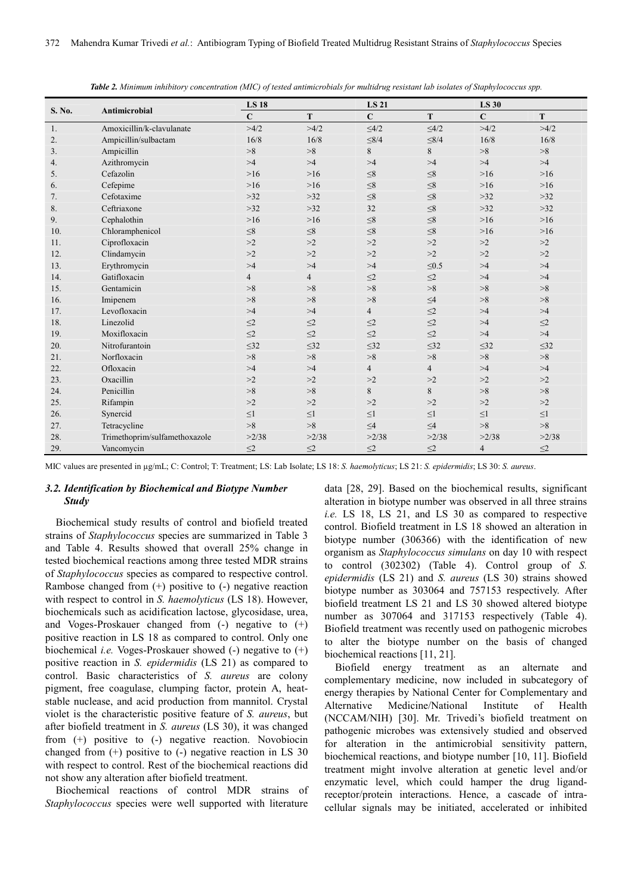*Table 2. Minimum inhibitory concentration (MIC) of tested antimicrobials for multidrug resistant lab isolates of Staphylococcus spp.*

| S. No. | Antimicrobial | LS 18 | | LS 21 | | LS 30 | |
|---|---|---|---|---|---|---|---|
| | | C | T | C | T | C | T |
| 1. | Amoxicillin/k-clavulanate | >4/2 | >4/2 | ≤4/2 | ≤4/2 | >4/2 | >4/2 |
| 2. | Ampicillin/sulbactam | 16/8 | 16/8 | ≤8/4 | ≤8/4 | 16/8 | 16/8 |
| 3. | Ampicillin | >8 | >8 | 8 | 8 | >8 | >8 |
| 4. | Azithromycin | >4 | >4 | >4 | >4 | >4 | >4 |
| 5. | Cefazolin | >16 | >16 | ≤8 | ≤8 | >16 | >16 |
| 6. | Cefepime | >16 | >16 | ≤8 | ≤8 | >16 | >16 |
| 7. | Cefotaxime | >32 | >32 | ≤8 | ≤8 | >32 | >32 |
| 8. | Ceftriaxone | >32 | >32 | 32 | ≤8 | >32 | >32 |
| 9. | Cephalothin | >16 | >16 | ≤8 | ≤8 | >16 | >16 |
| 10. | Chloramphenicol | ≤8 | ≤8 | ≤8 | ≤8 | >16 | >16 |
| 11. | Ciprofloxacin | >2 | >2 | >2 | >2 | >2 | >2 |
| 12. | Clindamycin | >2 | >2 | >2 | >2 | >2 | >2 |
| 13. | Erythromycin | >4 | >4 | >4 | ≤0.5 | >4 | >4 |
| 14. | Gatifloxacin | 4 | 4 | ≤2 | ≤2 | >4 | >4 |
| 15. | Gentamicin | >8 | >8 | >8 | >8 | >8 | >8 |
| 16. | Imipenem | >8 | >8 | >8 | ≤4 | >8 | >8 |
| 17. | Levofloxacin | >4 | >4 | 4 | ≤2 | >4 | >4 |
| 18. | Linezolid | ≤2 | ≤2 | ≤2 | ≤2 | >4 | ≤2 |
| 19. | Moxifloxacin | ≤2 | ≤2 | ≤2 | ≤2 | >4 | >4 |
| 20. | Nitrofurantoin | ≤32 | ≤32 | ≤32 | ≤32 | ≤32 | ≤32 |
| 21. | Norfloxacin | >8 | >8 | >8 | >8 | >8 | >8 |
| 22. | Ofloxacin | >4 | >4 | 4 | 4 | >4 | >4 |
| 23. | Oxacillin | >2 | >2 | >2 | >2 | >2 | >2 |
| 24. | Penicillin | >8 | >8 | 8 | 8 | >8 | >8 |
| 25. | Rifampin | >2 | >2 | >2 | >2 | >2 | >2 |
| 26. | Synercid | ≤1 | ≤1 | ≤1 | ≤1 | ≤1 | ≤1 |
| 27. | Tetracycline | >8 | >8 | ≤4 | ≤4 | >8 | >8 |
| 28. | Trimethoprim/sulfamethoxazole | >2/38 | >2/38 | >2/38 | >2/38 | >2/38 | >2/38 |
| 29. | Vancomycin | ≤2 | ≤2 | ≤2 | ≤2 | 4 | ≤2 |

MIC values are presented in µg/mL; C: Control; T: Treatment; LS: Lab Isolate; LS 18: *S. haemolyticus*; LS 21: *S. epidermidis*; LS 30: *S. aureus*.

### 3.2. Identification by Biochemical and Biotype Number Study

Biochemical study results of control and biofield treated strains of *Staphylococcus* species are summarized in Table 3 and Table 4. Results showed that overall 25% change in tested biochemical reactions among three tested MDR strains of *Staphylococcus* species as compared to respective control. Rambose changed from (+) positive to (-) negative reaction with respect to control in *S. haemolyticus* (LS 18). However, biochemicals such as acidification lactose, glycosidase, urea, and Voges-Proskauer changed from (-) negative to (+) positive reaction in LS 18 as compared to control. Only one biochemical *i.e.* Voges-Proskauer showed (-) negative to (+) positive reaction in *S. epidermidis* (LS 21) as compared to control. Basic characteristics of *S. aureus* are colony pigment, free coagulase, clumping factor, protein A, heat-stable nuclease, and acid production from mannitol. Crystal violet is the characteristic positive feature of *S. aureus*, but after biofield treatment in *S. aureus* (LS 30), it was changed from (+) positive to (-) negative reaction. Novobiocin changed from (+) positive to (-) negative reaction in LS 30 with respect to control. Rest of the biochemical reactions did not show any alteration after biofield treatment.

Biochemical reactions of control MDR strains of *Staphylococcus* species were well supported with literature data [28, 29]. Based on the biochemical results, significant alteration in biotype number was observed in all three strains *i.e.* LS 18, LS 21, and LS 30 as compared to respective control. Biofield treatment in LS 18 showed an alteration in biotype number (306366) with the identification of new organism as *Staphylococcus simulans* on day 10 with respect to control (302302) (Table 4). Control group of *S. epidermidis* (LS 21) and *S. aureus* (LS 30) strains showed biotype number as 303064 and 757153 respectively. After biofield treatment LS 21 and LS 30 showed altered biotype number as 307064 and 317153 respectively (Table 4). Biofield treatment was recently used on pathogenic microbes to alter the biotype number on the basis of changed biochemical reactions [11, 21].

Biofield energy treatment as an alternate and complementary medicine, now included in subcategory of energy therapies by National Center for Complementary and Alternative Medicine/National Institute of Health (NCCAM/NIH) [30]. Mr. Trivedi's biofield treatment on pathogenic microbes was extensively studied and observed for alteration in the antimicrobial sensitivity pattern, biochemical reactions, and biotype number [10, 11]. Biofield treatment might involve alteration at genetic level and/or enzymatic level, which could hamper the drug ligand-receptor/protein interactions. Hence, a cascade of intra-cellular signals may be initiated, accelerated or inhibited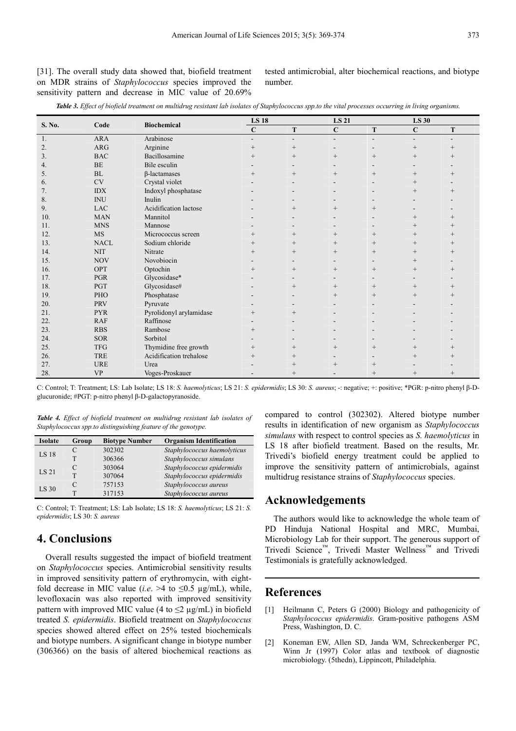[31]. The overall study data showed that, biofield treatment on MDR strains of *Staphylococcus* species improved the sensitivity pattern and decrease in MIC value of 20.69% tested antimicrobial, alter biochemical reactions, and biotype number.

***Table 3.** Effect of biofield treatment on multidrug resistant lab isolates of Staphylococcus spp.to the vital processes occurring in living organisms.*

| S. No. | Code | Biochemical | LS 18 | | LS 21 | | LS 30 | |
|---|---|---|---|---|---|---|---|---|
| | | | C | T | C | T | C | T |
| 1. | ARA | Arabinose | - | - | - | - | - | - |
| 2. | ARG | Arginine | + | + | - | - | + | + |
| 3. | BAC | Bacillosamine | + | + | + | + | + | + |
| 4. | BE | Bile esculin | - | - | - | - | - | - |
| 5. | BL | β-lactamases | + | + | + | + | + | + |
| 6. | CV | Crystal violet | - | - | - | - | + | - |
| 7. | IDX | Indoxyl phosphatase | - | - | - | - | + | + |
| 8. | INU | Inulin | - | - | - | - | - | - |
| 9. | LAC | Acidification lactose | - | + | + | + | - | - |
| 10. | MAN | Mannitol | - | - | - | - | + | + |
| 11. | MNS | Mannose | - | - | - | - | + | + |
| 12. | MS | Micrococcus screen | + | + | + | + | + | + |
| 13. | NACL | Sodium chloride | + | + | + | + | + | + |
| 14. | NIT | Nitrate | + | + | + | + | + | + |
| 15. | NOV | Novobiocin | - | - | - | - | + | - |
| 16. | OPT | Optochin | + | + | + | + | + | + |
| 17. | PGR | Glycosidase* | - | - | - | - | - | - |
| 18. | PGT | Glycosidase# | - | + | + | + | + | + |
| 19. | PHO | Phosphatase | - | - | + | + | + | + |
| 20. | PRV | Pyruvate | - | - | - | - | - | - |
| 21. | PYR | Pyrolidonyl arylamidase | + | + | - | - | - | - |
| 22. | RAF | Raffinose | - | - | - | - | - | - |
| 23. | RBS | Rambose | + | - | - | - | - | - |
| 24. | SOR | Sorbitol | - | - | - | - | - | - |
| 25. | TFG | Thymidine free growth | + | + | + | + | + | + |
| 26. | TRE | Acidification trehalose | + | + | - | - | + | + |
| 27. | URE | Urea | - | + | + | + | - | - |
| 28. | VP | Voges-Proskauer | - | + | - | + | + | + |

C: Control; T: Treatment; LS: Lab Isolate; LS 18: *S. haemolyticus*; LS 21: *S. epidermidis*; LS 30: *S. aureus*; -: negative; +: positive; *PGR: p-nitro phenyl β-D-glucuronide; #PGT: p-nitro phenyl β-D-galactopyranoside.

***Table 4.** Effect of biofield treatment on multidrug resistant lab isolates of Staphylococcus spp.to distinguishing feature of the genotype.*

| Isolate | Group | Biotype Number | Organism Identification |
|---|---|---|---|
| LS 18 | C | 302302 | *Staphylococcus haemolyticus* |
| | T | 306366 | *Staphylococcus simulans* |
| LS 21 | C | 303064 | *Staphylococcus epidermidis* |
| | T | 307064 | *Staphylococcus epidermidis* |
| LS 30 | C | 757153 | *Staphylococcus aureus* |
| | T | 317153 | *Staphylococcus aureus* |

C: Control; T: Treatment; LS: Lab Isolate; LS 18: *S. haemolyticus*; LS 21: *S. epidermidis*; LS 30: *S. aureus*

# 4. Conclusions

Overall results suggested the impact of biofield treatment on *Staphylococcus* species. Antimicrobial sensitivity results in improved sensitivity pattern of erythromycin, with eight-fold decrease in MIC value (*i.e*. >4 to ≤0.5 µg/mL), while, levofloxacin was also reported with improved sensitivity pattern with improved MIC value (4 to ≤2 µg/mL) in biofield treated *S. epidermidis*. Biofield treatment on *Staphylococcus* species showed altered effect on 25% tested biochemicals and biotype numbers. A significant change in biotype number (306366) on the basis of altered biochemical reactions as compared to control (302302). Altered biotype number results in identification of new organism as *Staphylococcus simulans* with respect to control species as *S. haemolyticus* in LS 18 after biofield treatment. Based on the results, Mr. Trivedi's biofield energy treatment could be applied to improve the sensitivity pattern of antimicrobials, against multidrug resistance strains of *Staphylococcus* species.

# Acknowledgements

The authors would like to acknowledge the whole team of PD Hinduja National Hospital and MRC, Mumbai, Microbiology Lab for their support. The generous support of Trivedi Science™, Trivedi Master Wellness™ and Trivedi Testimonials is gratefully acknowledged.

# References

[1] Heilmann C, Peters G (2000) Biology and pathogenicity of *Staphylococcus epidermidis*. Gram-positive pathogens ASM Press, Washington, D. C.

[2] Koneman EW, Allen SD, Janda WM, Schreckenberger PC, Winn Jr (1997) Color atlas and textbook of diagnostic microbiology. (5thedn), Lippincott, Philadelphia.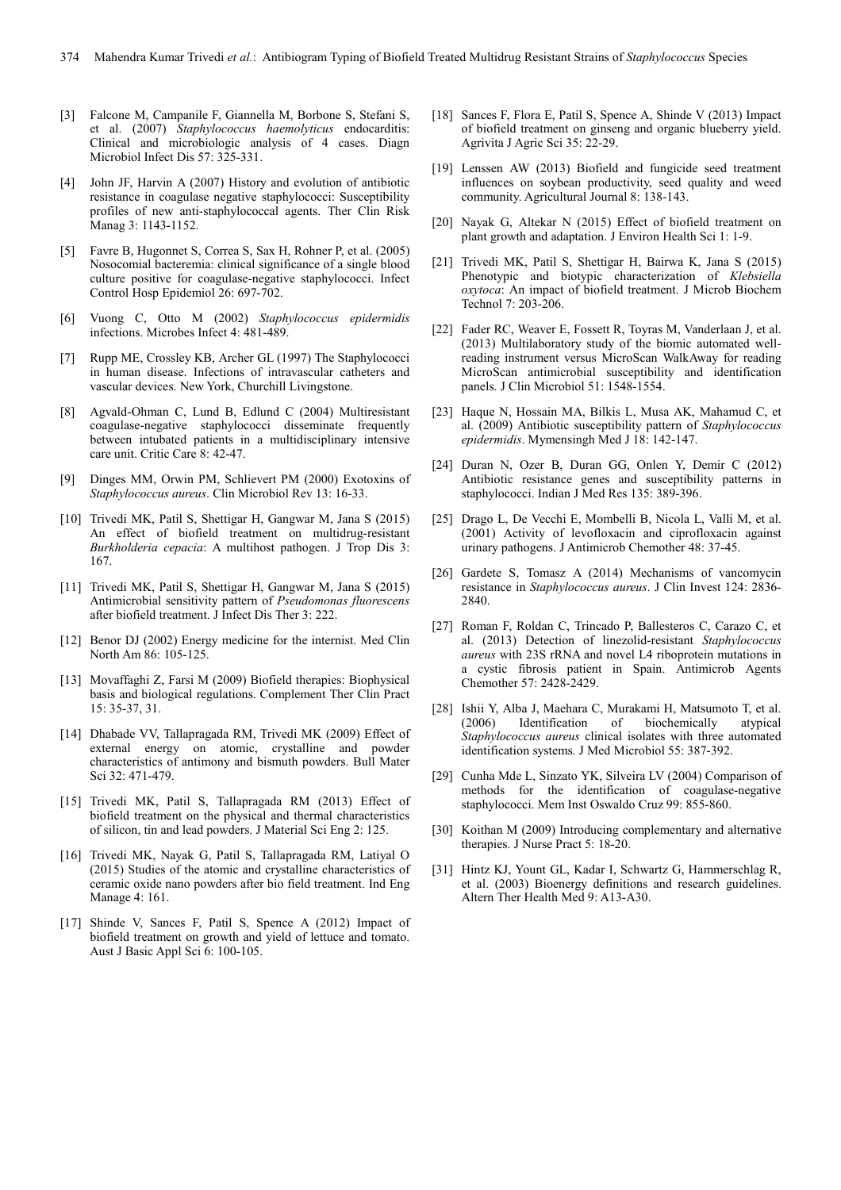[3] Falcone M, Campanile F, Giannella M, Borbone S, Stefani S, et al. (2007) *Staphylococcus haemolyticus* endocarditis: Clinical and microbiologic analysis of 4 cases. Diagn Microbiol Infect Dis 57: 325-331.

[4] John JF, Harvin A (2007) History and evolution of antibiotic resistance in coagulase negative staphylococci: Susceptibility profiles of new anti-staphylococcal agents. Ther Clin Risk Manag 3: 1143-1152.

[5] Favre B, Hugonnet S, Correa S, Sax H, Rohner P, et al. (2005) Nosocomial bacteremia: clinical significance of a single blood culture positive for coagulase-negative staphylococci. Infect Control Hosp Epidemiol 26: 697-702.

[6] Vuong C, Otto M (2002) *Staphylococcus epidermidis* infections. Microbes Infect 4: 481-489.

[7] Rupp ME, Crossley KB, Archer GL (1997) The Staphylococci in human disease. Infections of intravascular catheters and vascular devices. New York, Churchill Livingstone.

[8] Agvald-Ohman C, Lund B, Edlund C (2004) Multiresistant coagulase-negative staphylococci disseminate frequently between intubated patients in a multidisciplinary intensive care unit. Critic Care 8: 42-47.

[9] Dinges MM, Orwin PM, Schlievert PM (2000) Exotoxins of *Staphylococcus aureus*. Clin Microbiol Rev 13: 16-33.

[10] Trivedi MK, Patil S, Shettigar H, Gangwar M, Jana S (2015) An effect of biofield treatment on multidrug-resistant *Burkholderia cepacia*: A multihost pathogen. J Trop Dis 3: 167.

[11] Trivedi MK, Patil S, Shettigar H, Gangwar M, Jana S (2015) Antimicrobial sensitivity pattern of *Pseudomonas fluorescens* after biofield treatment. J Infect Dis Ther 3: 222.

[12] Benor DJ (2002) Energy medicine for the internist. Med Clin North Am 86: 105-125.

[13] Movaffaghi Z, Farsi M (2009) Biofield therapies: Biophysical basis and biological regulations. Complement Ther Clin Pract 15: 35-37, 31.

[14] Dhabade VV, Tallapragada RM, Trivedi MK (2009) Effect of external energy on atomic, crystalline and powder characteristics of antimony and bismuth powders. Bull Mater Sci 32: 471-479.

[15] Trivedi MK, Patil S, Tallapragada RM (2013) Effect of biofield treatment on the physical and thermal characteristics of silicon, tin and lead powders. J Material Sci Eng 2: 125.

[16] Trivedi MK, Nayak G, Patil S, Tallapragada RM, Latiyal O (2015) Studies of the atomic and crystalline characteristics of ceramic oxide nano powders after bio field treatment. Ind Eng Manage 4: 161.

[17] Shinde V, Sances F, Patil S, Spence A (2012) Impact of biofield treatment on growth and yield of lettuce and tomato. Aust J Basic Appl Sci 6: 100-105.

[18] Sances F, Flora E, Patil S, Spence A, Shinde V (2013) Impact of biofield treatment on ginseng and organic blueberry yield. Agrivita J Agric Sci 35: 22-29.

[19] Lenssen AW (2013) Biofield and fungicide seed treatment influences on soybean productivity, seed quality and weed community. Agricultural Journal 8: 138-143.

[20] Nayak G, Altekar N (2015) Effect of biofield treatment on plant growth and adaptation. J Environ Health Sci 1: 1-9.

[21] Trivedi MK, Patil S, Shettigar H, Bairwa K, Jana S (2015) Phenotypic and biotypic characterization of *Klebsiella oxytoca*: An impact of biofield treatment. J Microb Biochem Technol 7: 203-206.

[22] Fader RC, Weaver E, Fossett R, Toyras M, Vanderlaan J, et al. (2013) Multilaboratory study of the biomic automated well-reading instrument versus MicroScan WalkAway for reading MicroScan antimicrobial susceptibility and identification panels. J Clin Microbiol 51: 1548-1554.

[23] Haque N, Hossain MA, Bilkis L, Musa AK, Mahamud C, et al. (2009) Antibiotic susceptibility pattern of *Staphylococcus epidermidis*. Mymensingh Med J 18: 142-147.

[24] Duran N, Ozer B, Duran GG, Onlen Y, Demir C (2012) Antibiotic resistance genes and susceptibility patterns in staphylococci. Indian J Med Res 135: 389-396.

[25] Drago L, De Vecchi E, Mombelli B, Nicola L, Valli M, et al. (2001) Activity of levofloxacin and ciprofloxacin against urinary pathogens. J Antimicrob Chemother 48: 37-45.

[26] Gardete S, Tomasz A (2014) Mechanisms of vancomycin resistance in *Staphylococcus aureus*. J Clin Invest 124: 2836-2840.

[27] Roman F, Roldan C, Trincado P, Ballesteros C, Carazo C, et al. (2013) Detection of linezolid-resistant *Staphylococcus aureus* with 23S rRNA and novel L4 riboprotein mutations in a cystic fibrosis patient in Spain. Antimicrob Agents Chemother 57: 2428-2429.

[28] Ishii Y, Alba J, Maehara C, Murakami H, Matsumoto T, et al. (2006) Identification of biochemically atypical *Staphylococcus aureus* clinical isolates with three automated identification systems. J Med Microbiol 55: 387-392.

[29] Cunha Mde L, Sinzato YK, Silveira LV (2004) Comparison of methods for the identification of coagulase-negative staphylococci. Mem Inst Oswaldo Cruz 99: 855-860.

[30] Koithan M (2009) Introducing complementary and alternative therapies. J Nurse Pract 5: 18-20.

[31] Hintz KJ, Yount GL, Kadar I, Schwartz G, Hammerschlag R, et al. (2003) Bioenergy definitions and research guidelines. Altern Ther Health Med 9: A13-A30.